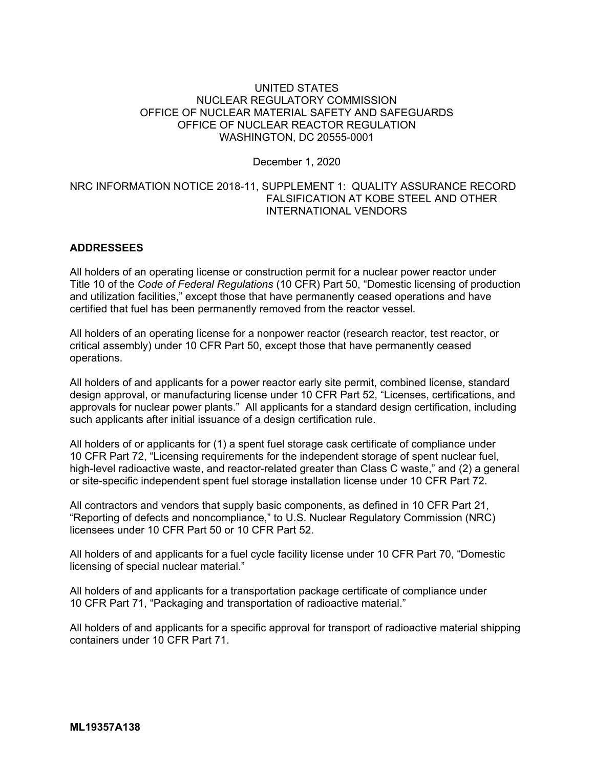UNITED STATES
NUCLEAR REGULATORY COMMISSION
OFFICE OF NUCLEAR MATERIAL SAFETY AND SAFEGUARDS
OFFICE OF NUCLEAR REACTOR REGULATION
WASHINGTON, DC 20555-0001

December 1, 2020

NRC INFORMATION NOTICE 2018-11, SUPPLEMENT 1: QUALITY ASSURANCE RECORD FALSIFICATION AT KOBE STEEL AND OTHER INTERNATIONAL VENDORS

## ADDRESSEES

All holders of an operating license or construction permit for a nuclear power reactor under Title 10 of the *Code of Federal Regulations* (10 CFR) Part 50, "Domestic licensing of production and utilization facilities," except those that have permanently ceased operations and have certified that fuel has been permanently removed from the reactor vessel.

All holders of an operating license for a nonpower reactor (research reactor, test reactor, or critical assembly) under 10 CFR Part 50, except those that have permanently ceased operations.

All holders of and applicants for a power reactor early site permit, combined license, standard design approval, or manufacturing license under 10 CFR Part 52, "Licenses, certifications, and approvals for nuclear power plants." All applicants for a standard design certification, including such applicants after initial issuance of a design certification rule.

All holders of or applicants for (1) a spent fuel storage cask certificate of compliance under 10 CFR Part 72, "Licensing requirements for the independent storage of spent nuclear fuel, high-level radioactive waste, and reactor-related greater than Class C waste," and (2) a general or site-specific independent spent fuel storage installation license under 10 CFR Part 72.

All contractors and vendors that supply basic components, as defined in 10 CFR Part 21, "Reporting of defects and noncompliance," to U.S. Nuclear Regulatory Commission (NRC) licensees under 10 CFR Part 50 or 10 CFR Part 52.

All holders of and applicants for a fuel cycle facility license under 10 CFR Part 70, "Domestic licensing of special nuclear material."

All holders of and applicants for a transportation package certificate of compliance under 10 CFR Part 71, "Packaging and transportation of radioactive material."

All holders of and applicants for a specific approval for transport of radioactive material shipping containers under 10 CFR Part 71.

**ML19357A138**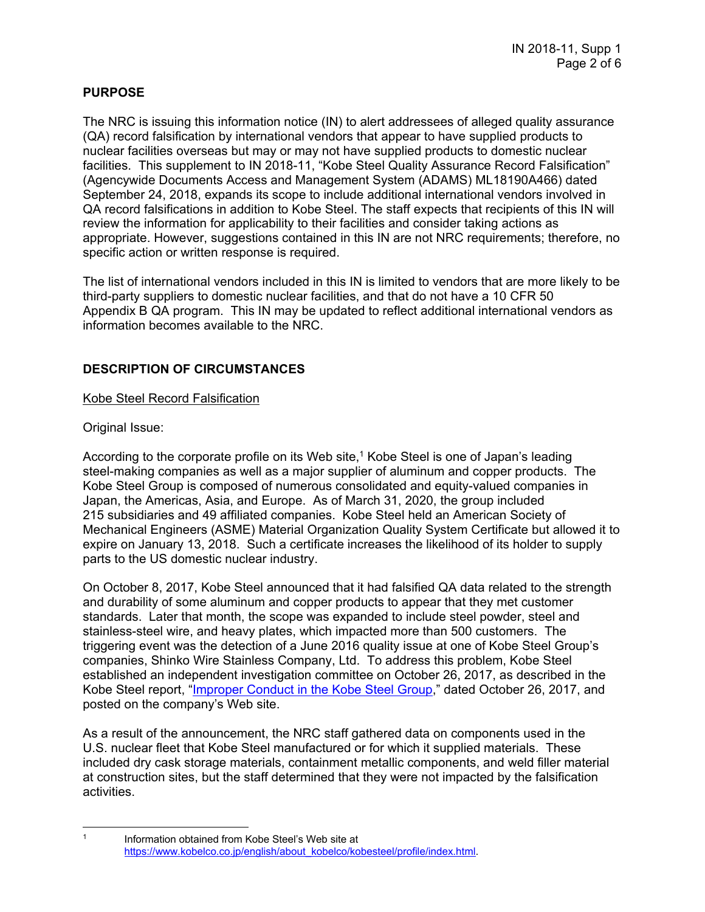## PURPOSE

The NRC is issuing this information notice (IN) to alert addressees of alleged quality assurance (QA) record falsification by international vendors that appear to have supplied products to nuclear facilities overseas but may or may not have supplied products to domestic nuclear facilities. This supplement to IN 2018-11, "Kobe Steel Quality Assurance Record Falsification" (Agencywide Documents Access and Management System (ADAMS) ML18190A466) dated September 24, 2018, expands its scope to include additional international vendors involved in QA record falsifications in addition to Kobe Steel. The staff expects that recipients of this IN will review the information for applicability to their facilities and consider taking actions as appropriate. However, suggestions contained in this IN are not NRC requirements; therefore, no specific action or written response is required.

The list of international vendors included in this IN is limited to vendors that are more likely to be third-party suppliers to domestic nuclear facilities, and that do not have a 10 CFR 50 Appendix B QA program. This IN may be updated to reflect additional international vendors as information becomes available to the NRC.

## DESCRIPTION OF CIRCUMSTANCES

Kobe Steel Record Falsification

Original Issue:

According to the corporate profile on its Web site,[1] Kobe Steel is one of Japan's leading steel-making companies as well as a major supplier of aluminum and copper products. The Kobe Steel Group is composed of numerous consolidated and equity-valued companies in Japan, the Americas, Asia, and Europe. As of March 31, 2020, the group included 215 subsidiaries and 49 affiliated companies. Kobe Steel held an American Society of Mechanical Engineers (ASME) Material Organization Quality System Certificate but allowed it to expire on January 13, 2018. Such a certificate increases the likelihood of its holder to supply parts to the US domestic nuclear industry.

On October 8, 2017, Kobe Steel announced that it had falsified QA data related to the strength and durability of some aluminum and copper products to appear that they met customer standards. Later that month, the scope was expanded to include steel powder, steel and stainless-steel wire, and heavy plates, which impacted more than 500 customers. The triggering event was the detection of a June 2016 quality issue at one of Kobe Steel Group's companies, Shinko Wire Stainless Company, Ltd. To address this problem, Kobe Steel established an independent investigation committee on October 26, 2017, as described in the Kobe Steel report, "Improper Conduct in the Kobe Steel Group," dated October 26, 2017, and posted on the company's Web site.

As a result of the announcement, the NRC staff gathered data on components used in the U.S. nuclear fleet that Kobe Steel manufactured or for which it supplied materials. These included dry cask storage materials, containment metallic components, and weld filler material at construction sites, but the staff determined that they were not impacted by the falsification activities.

[1] Information obtained from Kobe Steel's Web site at https://www.kobelco.co.jp/english/about_kobelco/kobesteel/profile/index.html.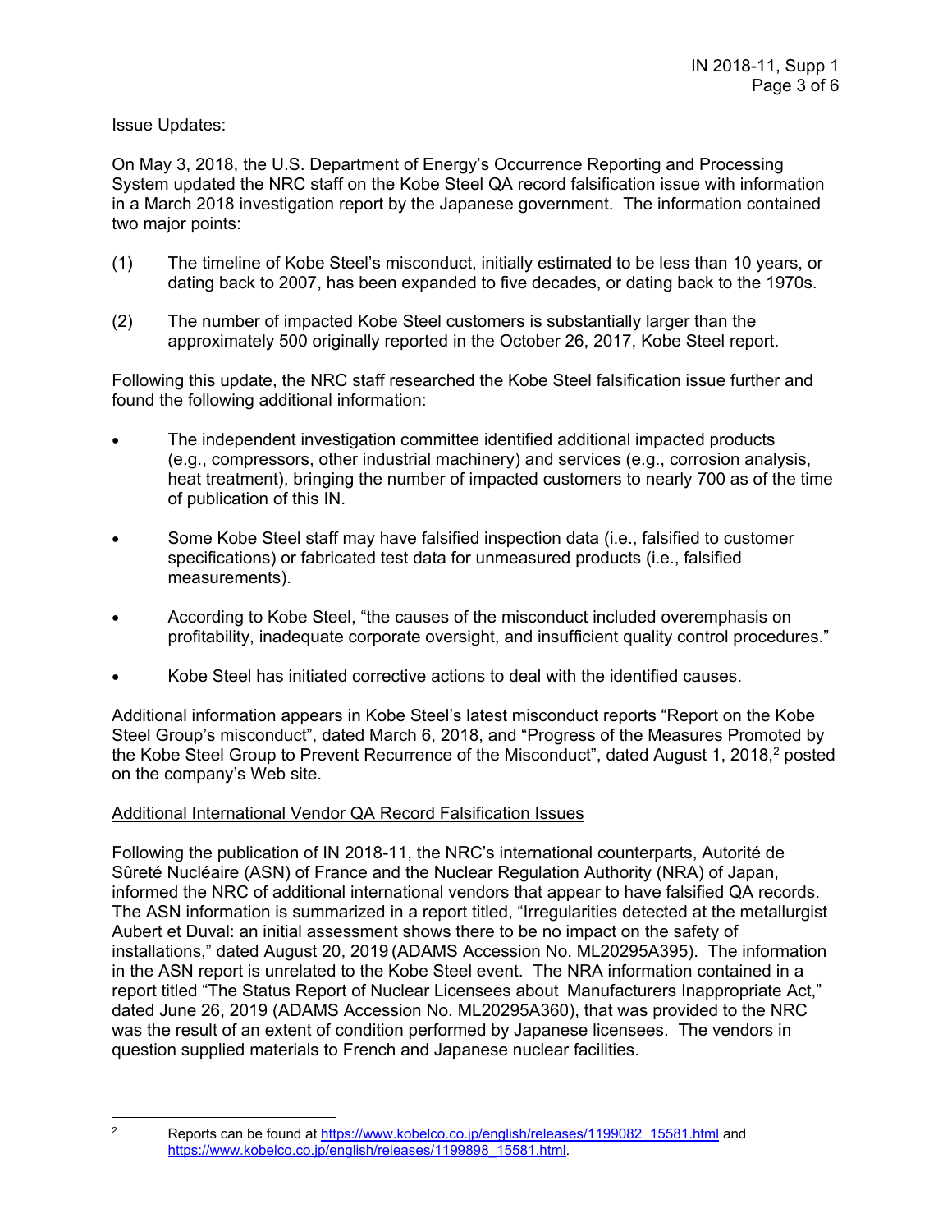Issue Updates:

On May 3, 2018, the U.S. Department of Energy's Occurrence Reporting and Processing System updated the NRC staff on the Kobe Steel QA record falsification issue with information in a March 2018 investigation report by the Japanese government. The information contained two major points:

(1) The timeline of Kobe Steel's misconduct, initially estimated to be less than 10 years, or dating back to 2007, has been expanded to five decades, or dating back to the 1970s.

(2) The number of impacted Kobe Steel customers is substantially larger than the approximately 500 originally reported in the October 26, 2017, Kobe Steel report.

Following this update, the NRC staff researched the Kobe Steel falsification issue further and found the following additional information:

- The independent investigation committee identified additional impacted products (e.g., compressors, other industrial machinery) and services (e.g., corrosion analysis, heat treatment), bringing the number of impacted customers to nearly 700 as of the time of publication of this IN.
- Some Kobe Steel staff may have falsified inspection data (i.e., falsified to customer specifications) or fabricated test data for unmeasured products (i.e., falsified measurements).
- According to Kobe Steel, "the causes of the misconduct included overemphasis on profitability, inadequate corporate oversight, and insufficient quality control procedures."
- Kobe Steel has initiated corrective actions to deal with the identified causes.

Additional information appears in Kobe Steel's latest misconduct reports "Report on the Kobe Steel Group's misconduct", dated March 6, 2018, and "Progress of the Measures Promoted by the Kobe Steel Group to Prevent Recurrence of the Misconduct", dated August 1, 2018,[2] posted on the company's Web site.

Additional International Vendor QA Record Falsification Issues

Following the publication of IN 2018-11, the NRC's international counterparts, Autorité de Sûreté Nucléaire (ASN) of France and the Nuclear Regulation Authority (NRA) of Japan, informed the NRC of additional international vendors that appear to have falsified QA records. The ASN information is summarized in a report titled, "Irregularities detected at the metallurgist Aubert et Duval: an initial assessment shows there to be no impact on the safety of installations," dated August 20, 2019 (ADAMS Accession No. ML20295A395). The information in the ASN report is unrelated to the Kobe Steel event. The NRA information contained in a report titled "The Status Report of Nuclear Licensees about Manufacturers Inappropriate Act," dated June 26, 2019 (ADAMS Accession No. ML20295A360), that was provided to the NRC was the result of an extent of condition performed by Japanese licensees. The vendors in question supplied materials to French and Japanese nuclear facilities.

[2] Reports can be found at https://www.kobelco.co.jp/english/releases/1199082_15581.html and https://www.kobelco.co.jp/english/releases/1199898_15581.html.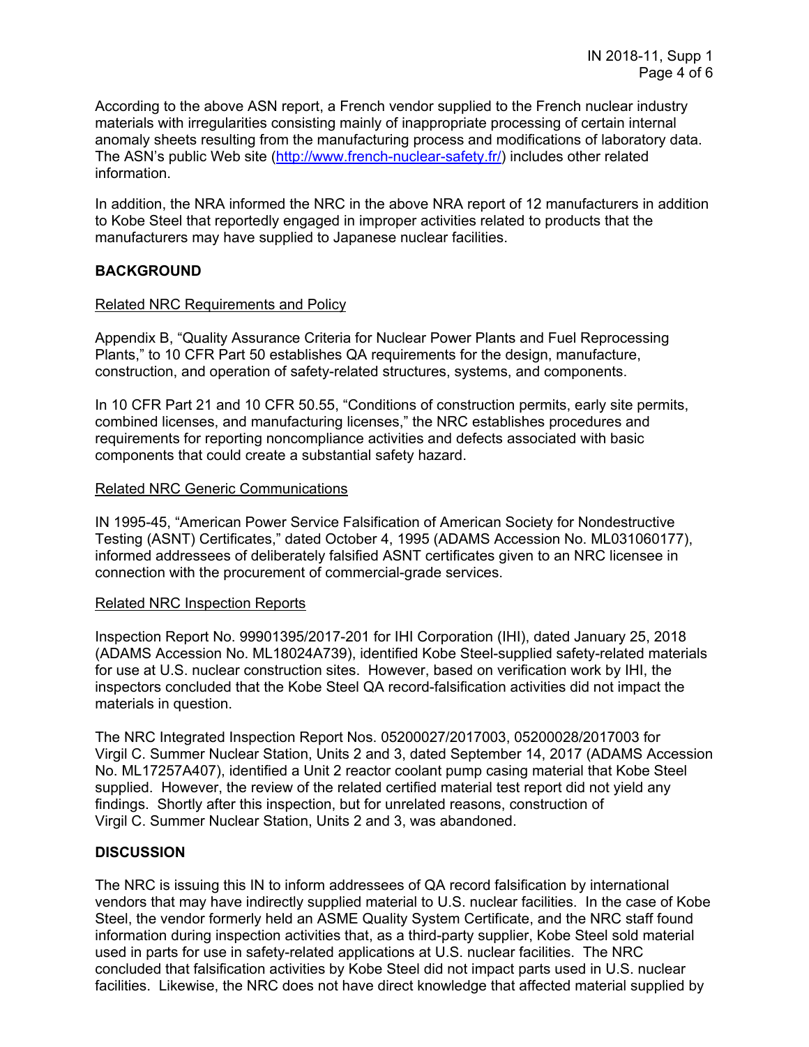According to the above ASN report, a French vendor supplied to the French nuclear industry materials with irregularities consisting mainly of inappropriate processing of certain internal anomaly sheets resulting from the manufacturing process and modifications of laboratory data. The ASN's public Web site (http://www.french-nuclear-safety.fr/) includes other related information.

In addition, the NRA informed the NRC in the above NRA report of 12 manufacturers in addition to Kobe Steel that reportedly engaged in improper activities related to products that the manufacturers may have supplied to Japanese nuclear facilities.

## BACKGROUND

### Related NRC Requirements and Policy

Appendix B, "Quality Assurance Criteria for Nuclear Power Plants and Fuel Reprocessing Plants," to 10 CFR Part 50 establishes QA requirements for the design, manufacture, construction, and operation of safety-related structures, systems, and components.

In 10 CFR Part 21 and 10 CFR 50.55, "Conditions of construction permits, early site permits, combined licenses, and manufacturing licenses," the NRC establishes procedures and requirements for reporting noncompliance activities and defects associated with basic components that could create a substantial safety hazard.

### Related NRC Generic Communications

IN 1995-45, "American Power Service Falsification of American Society for Nondestructive Testing (ASNT) Certificates," dated October 4, 1995 (ADAMS Accession No. ML031060177), informed addressees of deliberately falsified ASNT certificates given to an NRC licensee in connection with the procurement of commercial-grade services.

### Related NRC Inspection Reports

Inspection Report No. 99901395/2017-201 for IHI Corporation (IHI), dated January 25, 2018 (ADAMS Accession No. ML18024A739), identified Kobe Steel-supplied safety-related materials for use at U.S. nuclear construction sites. However, based on verification work by IHI, the inspectors concluded that the Kobe Steel QA record-falsification activities did not impact the materials in question.

The NRC Integrated Inspection Report Nos. 05200027/2017003, 05200028/2017003 for Virgil C. Summer Nuclear Station, Units 2 and 3, dated September 14, 2017 (ADAMS Accession No. ML17257A407), identified a Unit 2 reactor coolant pump casing material that Kobe Steel supplied. However, the review of the related certified material test report did not yield any findings. Shortly after this inspection, but for unrelated reasons, construction of Virgil C. Summer Nuclear Station, Units 2 and 3, was abandoned.

## DISCUSSION

The NRC is issuing this IN to inform addressees of QA record falsification by international vendors that may have indirectly supplied material to U.S. nuclear facilities. In the case of Kobe Steel, the vendor formerly held an ASME Quality System Certificate, and the NRC staff found information during inspection activities that, as a third-party supplier, Kobe Steel sold material used in parts for use in safety-related applications at U.S. nuclear facilities. The NRC concluded that falsification activities by Kobe Steel did not impact parts used in U.S. nuclear facilities. Likewise, the NRC does not have direct knowledge that affected material supplied by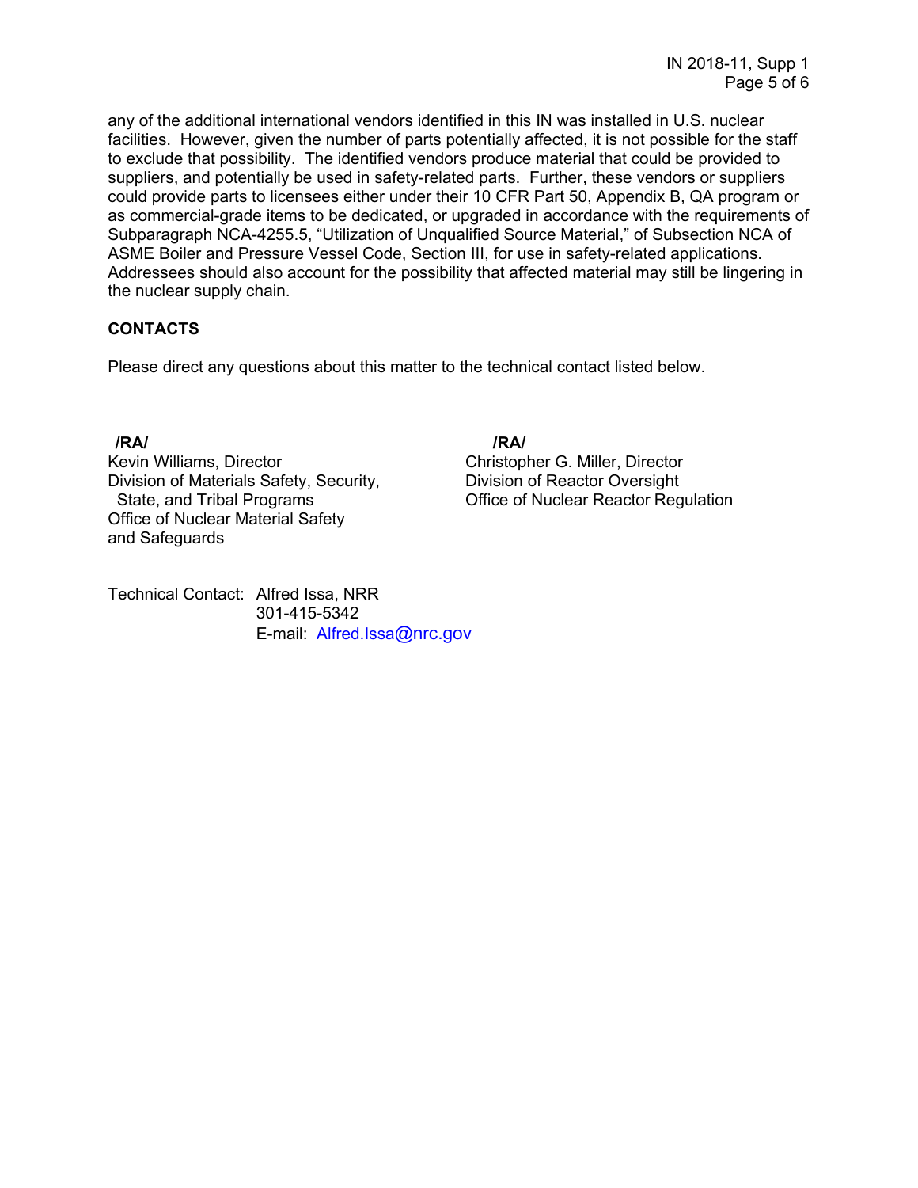any of the additional international vendors identified in this IN was installed in U.S. nuclear facilities. However, given the number of parts potentially affected, it is not possible for the staff to exclude that possibility. The identified vendors produce material that could be provided to suppliers, and potentially be used in safety-related parts. Further, these vendors or suppliers could provide parts to licensees either under their 10 CFR Part 50, Appendix B, QA program or as commercial-grade items to be dedicated, or upgraded in accordance with the requirements of Subparagraph NCA-4255.5, "Utilization of Unqualified Source Material," of Subsection NCA of ASME Boiler and Pressure Vessel Code, Section III, for use in safety-related applications. Addressees should also account for the possibility that affected material may still be lingering in the nuclear supply chain.

**CONTACTS**

Please direct any questions about this matter to the technical contact listed below.

**/RA/**
Kevin Williams, Director
Division of Materials Safety, Security, State, and Tribal Programs
Office of Nuclear Material Safety and Safeguards

**/RA/**
Christopher G. Miller, Director
Division of Reactor Oversight
Office of Nuclear Reactor Regulation

Technical Contact: Alfred Issa, NRR
301-415-5342
E-mail: Alfred.Issa@nrc.gov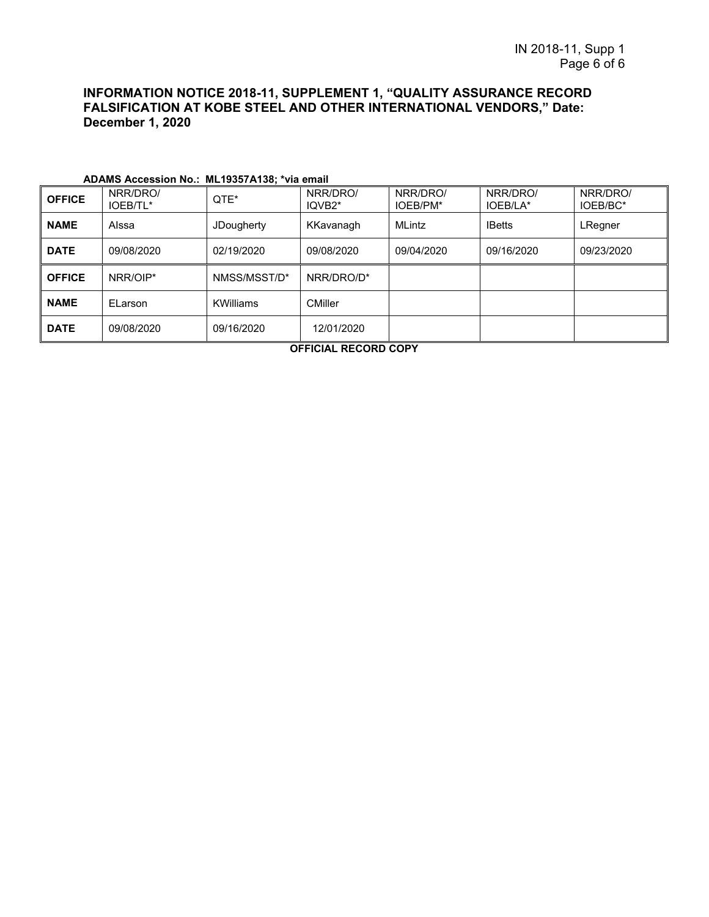**INFORMATION NOTICE 2018-11, SUPPLEMENT 1, "QUALITY ASSURANCE RECORD FALSIFICATION AT KOBE STEEL AND OTHER INTERNATIONAL VENDORS," Date: December 1, 2020**

**ADAMS Accession No.: ML19357A138; *via email**

| **OFFICE** | NRR/DRO/ IOEB/TL* | QTE* | NRR/DRO/ IQVB2* | NRR/DRO/ IOEB/PM* | NRR/DRO/ IOEB/LA* | NRR/DRO/ IOEB/BC* |
|---|---|---|---|---|---|---|
| **NAME** | AIssa | JDougherty | KKavanagh | MLintz | IBetts | LRegner |
| **DATE** | 09/08/2020 | 02/19/2020 | 09/08/2020 | 09/04/2020 | 09/16/2020 | 09/23/2020 |
| **OFFICE** | NRR/OIP* | NMSS/MSST/D* | NRR/DRO/D* | | | |
| **NAME** | ELarson | KWilliams | CMiller | | | |
| **DATE** | 09/08/2020 | 09/16/2020 | 12/01/2020 | | | |

**OFFICIAL RECORD COPY**